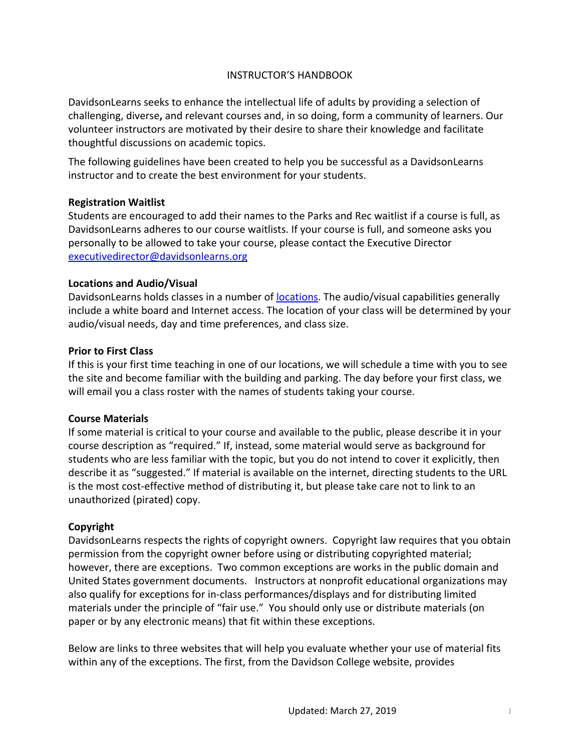# INSTRUCTOR'S HANDBOOK

DavidsonLearns seeks to enhance the intellectual life of adults by providing a selection of challenging, diverse**,** and relevant courses and, in so doing, form a community of learners. Our volunteer instructors are motivated by their desire to share their knowledge and facilitate thoughtful discussions on academic topics.

The following guidelines have been created to help you be successful as a DavidsonLearns instructor and to create the best environment for your students.

**Registration Waitlist**

Students are encouraged to add their names to the Parks and Rec waitlist if a course is full, as DavidsonLearns adheres to our course waitlists. If your course is full, and someone asks you personally to be allowed to take your course, please contact the Executive Director executivedirector@davidsonlearns.org

**Locations and Audio/Visual**

DavidsonLearns holds classes in a number of locations. The audio/visual capabilities generally include a white board and Internet access. The location of your class will be determined by your audio/visual needs, day and time preferences, and class size.

**Prior to First Class**

If this is your first time teaching in one of our locations, we will schedule a time with you to see the site and become familiar with the building and parking. The day before your first class, we will email you a class roster with the names of students taking your course.

**Course Materials**

If some material is critical to your course and available to the public, please describe it in your course description as "required." If, instead, some material would serve as background for students who are less familiar with the topic, but you do not intend to cover it explicitly, then describe it as "suggested." If material is available on the internet, directing students to the URL is the most cost-effective method of distributing it, but please take care not to link to an unauthorized (pirated) copy.

**Copyright**

DavidsonLearns respects the rights of copyright owners. Copyright law requires that you obtain permission from the copyright owner before using or distributing copyrighted material; however, there are exceptions. Two common exceptions are works in the public domain and United States government documents. Instructors at nonprofit educational organizations may also qualify for exceptions for in-class performances/displays and for distributing limited materials under the principle of "fair use." You should only use or distribute materials (on paper or by any electronic means) that fit within these exceptions.

Below are links to three websites that will help you evaluate whether your use of material fits within any of the exceptions. The first, from the Davidson College website, provides

Updated: March 27, 2019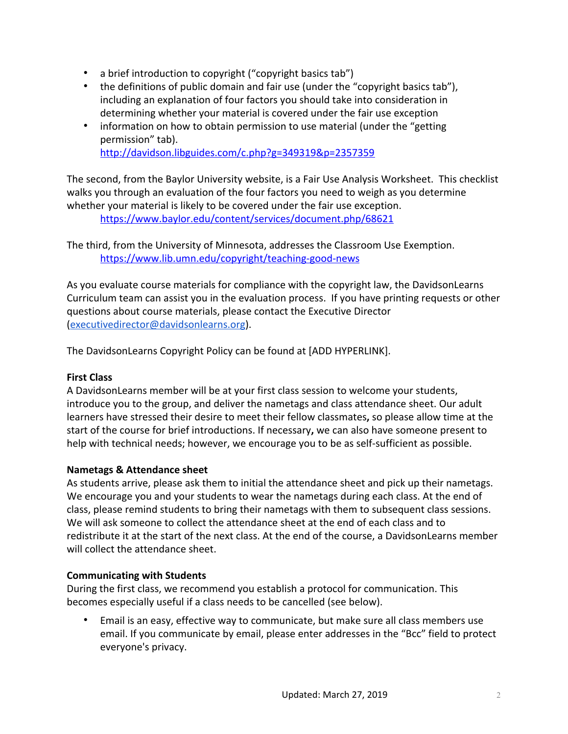- a brief introduction to copyright ("copyright basics tab")
- the definitions of public domain and fair use (under the "copyright basics tab"), including an explanation of four factors you should take into consideration in determining whether your material is covered under the fair use exception
- information on how to obtain permission to use material (under the "getting permission" tab).
  http://davidson.libguides.com/c.php?g=349319&p=2357359

The second, from the Baylor University website, is a Fair Use Analysis Worksheet. This checklist walks you through an evaluation of the four factors you need to weigh as you determine whether your material is likely to be covered under the fair use exception.
  https://www.baylor.edu/content/services/document.php/68621

The third, from the University of Minnesota, addresses the Classroom Use Exemption.
  https://www.lib.umn.edu/copyright/teaching-good-news

As you evaluate course materials for compliance with the copyright law, the DavidsonLearns Curriculum team can assist you in the evaluation process. If you have printing requests or other questions about course materials, please contact the Executive Director (executivedirector@davidsonlearns.org).

The DavidsonLearns Copyright Policy can be found at [ADD HYPERLINK].

**First Class**
A DavidsonLearns member will be at your first class session to welcome your students, introduce you to the group, and deliver the nametags and class attendance sheet. Our adult learners have stressed their desire to meet their fellow classmates**,** so please allow time at the start of the course for brief introductions. If necessary**,** we can also have someone present to help with technical needs; however, we encourage you to be as self-sufficient as possible.

**Nametags & Attendance sheet**
As students arrive, please ask them to initial the attendance sheet and pick up their nametags. We encourage you and your students to wear the nametags during each class. At the end of class, please remind students to bring their nametags with them to subsequent class sessions. We will ask someone to collect the attendance sheet at the end of each class and to redistribute it at the start of the next class. At the end of the course, a DavidsonLearns member will collect the attendance sheet.

**Communicating with Students**
During the first class, we recommend you establish a protocol for communication. This becomes especially useful if a class needs to be cancelled (see below).

- Email is an easy, effective way to communicate, but make sure all class members use email. If you communicate by email, please enter addresses in the "Bcc" field to protect everyone's privacy.

Updated: March 27, 2019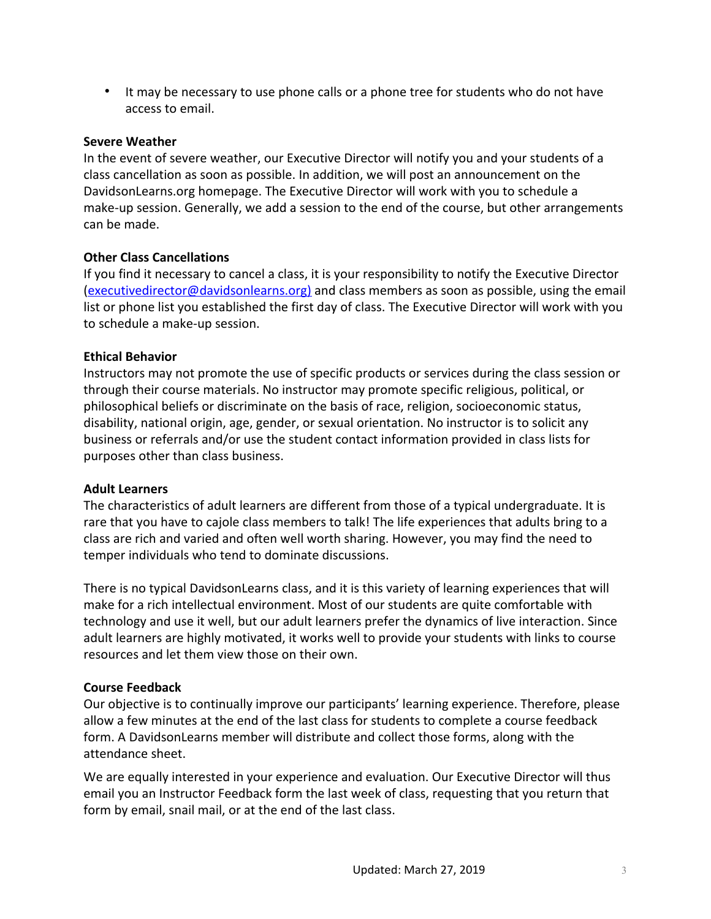- It may be necessary to use phone calls or a phone tree for students who do not have access to email.

**Severe Weather**

In the event of severe weather, our Executive Director will notify you and your students of a class cancellation as soon as possible. In addition, we will post an announcement on the DavidsonLearns.org homepage. The Executive Director will work with you to schedule a make-up session. Generally, we add a session to the end of the course, but other arrangements can be made.

**Other Class Cancellations**

If you find it necessary to cancel a class, it is your responsibility to notify the Executive Director (executivedirector@davidsonlearns.org) and class members as soon as possible, using the email list or phone list you established the first day of class. The Executive Director will work with you to schedule a make-up session.

**Ethical Behavior**

Instructors may not promote the use of specific products or services during the class session or through their course materials. No instructor may promote specific religious, political, or philosophical beliefs or discriminate on the basis of race, religion, socioeconomic status, disability, national origin, age, gender, or sexual orientation. No instructor is to solicit any business or referrals and/or use the student contact information provided in class lists for purposes other than class business.

**Adult Learners**

The characteristics of adult learners are different from those of a typical undergraduate. It is rare that you have to cajole class members to talk! The life experiences that adults bring to a class are rich and varied and often well worth sharing. However, you may find the need to temper individuals who tend to dominate discussions.

There is no typical DavidsonLearns class, and it is this variety of learning experiences that will make for a rich intellectual environment. Most of our students are quite comfortable with technology and use it well, but our adult learners prefer the dynamics of live interaction. Since adult learners are highly motivated, it works well to provide your students with links to course resources and let them view those on their own.

**Course Feedback**

Our objective is to continually improve our participants' learning experience. Therefore, please allow a few minutes at the end of the last class for students to complete a course feedback form. A DavidsonLearns member will distribute and collect those forms, along with the attendance sheet.

We are equally interested in your experience and evaluation. Our Executive Director will thus email you an Instructor Feedback form the last week of class, requesting that you return that form by email, snail mail, or at the end of the last class.

Updated: March 27, 2019